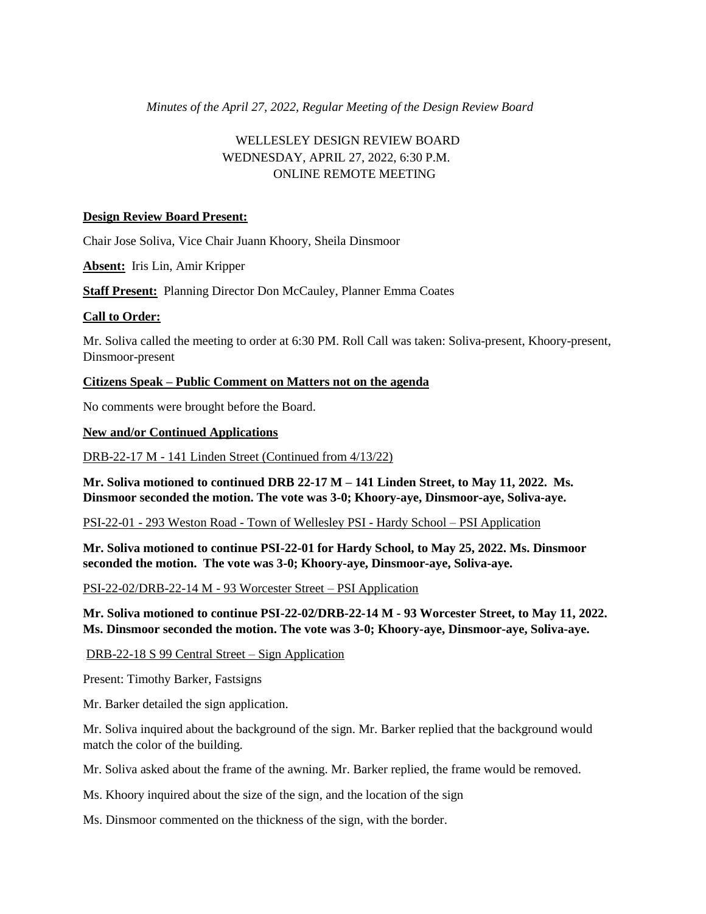*Minutes of the April 27, 2022, Regular Meeting of the Design Review Board*

WELLESLEY DESIGN REVIEW BOARD
WEDNESDAY, APRIL 27, 2022, 6:30 P.M.
ONLINE REMOTE MEETING

**Design Review Board Present:**

Chair Jose Soliva, Vice Chair Juann Khoory, Sheila Dinsmoor

**Absent:** Iris Lin, Amir Kripper

**Staff Present:** Planning Director Don McCauley, Planner Emma Coates

**Call to Order:**

Mr. Soliva called the meeting to order at 6:30 PM. Roll Call was taken: Soliva-present, Khoory-present, Dinsmoor-present

**Citizens Speak – Public Comment on Matters not on the agenda**

No comments were brought before the Board.

**New and/or Continued Applications**

DRB-22-17 M - 141 Linden Street (Continued from 4/13/22)

**Mr. Soliva motioned to continued DRB 22-17 M – 141 Linden Street, to May 11, 2022. Ms. Dinsmoor seconded the motion. The vote was 3-0; Khoory-aye, Dinsmoor-aye, Soliva-aye.**

PSI-22-01 - 293 Weston Road - Town of Wellesley PSI - Hardy School – PSI Application

**Mr. Soliva motioned to continue PSI-22-01 for Hardy School, to May 25, 2022. Ms. Dinsmoor seconded the motion. The vote was 3-0; Khoory-aye, Dinsmoor-aye, Soliva-aye.**

PSI-22-02/DRB-22-14 M - 93 Worcester Street – PSI Application

**Mr. Soliva motioned to continue PSI-22-02/DRB-22-14 M - 93 Worcester Street, to May 11, 2022. Ms. Dinsmoor seconded the motion. The vote was 3-0; Khoory-aye, Dinsmoor-aye, Soliva-aye.**

DRB-22-18 S 99 Central Street – Sign Application

Present: Timothy Barker, Fastsigns

Mr. Barker detailed the sign application.

Mr. Soliva inquired about the background of the sign. Mr. Barker replied that the background would match the color of the building.

Mr. Soliva asked about the frame of the awning. Mr. Barker replied, the frame would be removed.

Ms. Khoory inquired about the size of the sign, and the location of the sign

Ms. Dinsmoor commented on the thickness of the sign, with the border.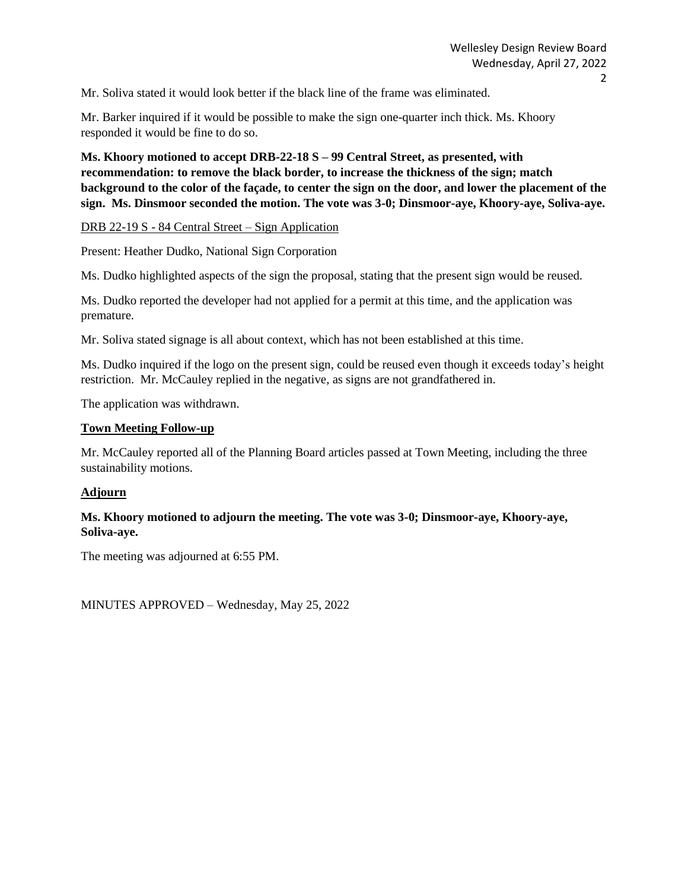Mr. Soliva stated it would look better if the black line of the frame was eliminated.

Mr. Barker inquired if it would be possible to make the sign one-quarter inch thick. Ms. Khoory responded it would be fine to do so.

**Ms. Khoory motioned to accept DRB-22-18 S – 99 Central Street, as presented, with recommendation: to remove the black border, to increase the thickness of the sign; match background to the color of the façade, to center the sign on the door, and lower the placement of the sign. Ms. Dinsmoor seconded the motion. The vote was 3-0; Dinsmoor-aye, Khoory-aye, Soliva-aye.**

<u>DRB 22-19 S - 84 Central Street – Sign Application</u>

Present: Heather Dudko, National Sign Corporation

Ms. Dudko highlighted aspects of the sign the proposal, stating that the present sign would be reused.

Ms. Dudko reported the developer had not applied for a permit at this time, and the application was premature.

Mr. Soliva stated signage is all about context, which has not been established at this time.

Ms. Dudko inquired if the logo on the present sign, could be reused even though it exceeds today's height restriction. Mr. McCauley replied in the negative, as signs are not grandfathered in.

The application was withdrawn.

## **Town Meeting Follow-up**

Mr. McCauley reported all of the Planning Board articles passed at Town Meeting, including the three sustainability motions.

## **Adjourn**

**Ms. Khoory motioned to adjourn the meeting. The vote was 3-0; Dinsmoor-aye, Khoory-aye, Soliva-aye.**

The meeting was adjourned at 6:55 PM.

MINUTES APPROVED – Wednesday, May 25, 2022